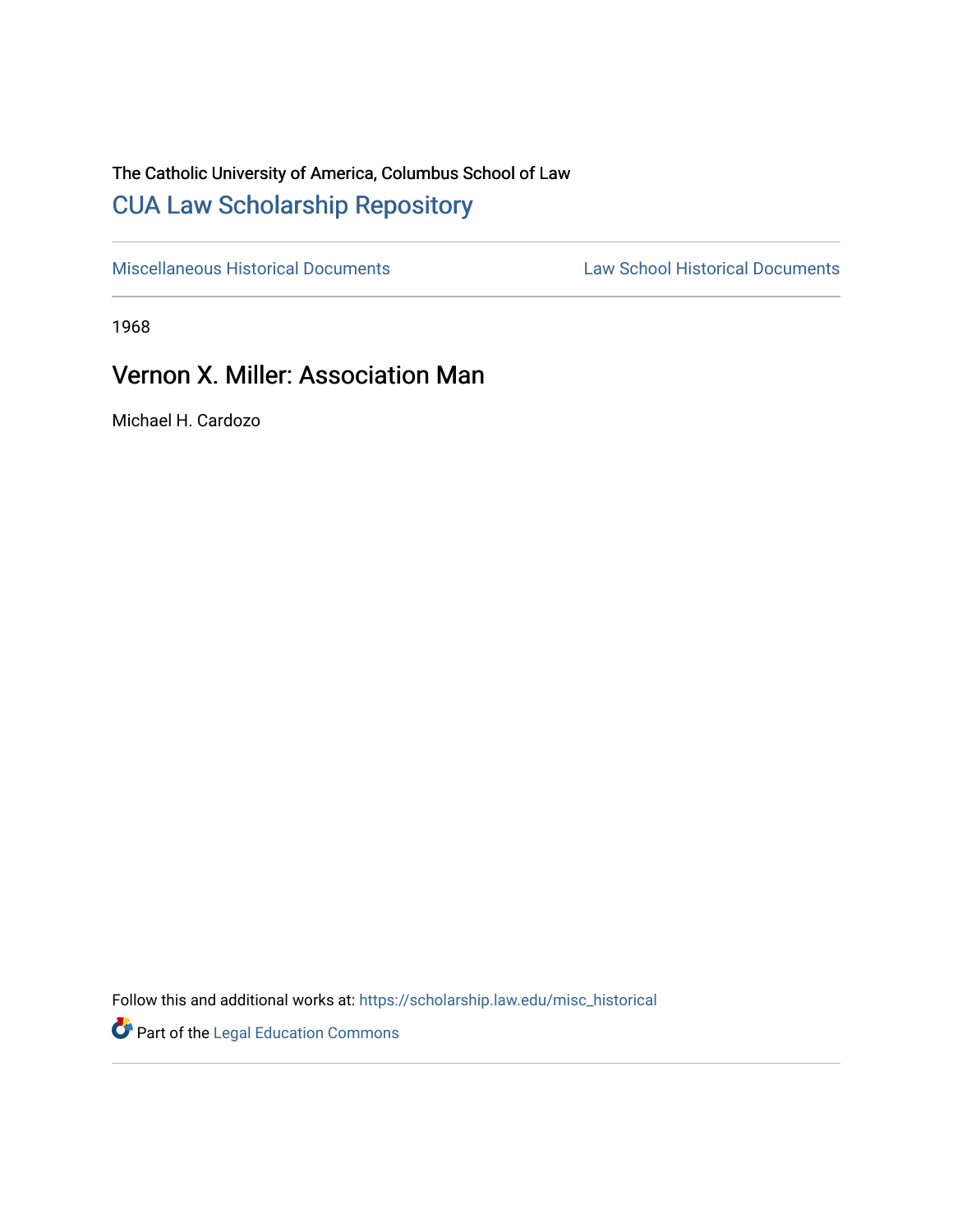The Catholic University of America, Columbus School of Law

# CUA Law Scholarship Repository

Miscellaneous Historical Documents | Law School Historical Documents

1968

## Vernon X. Miller: Association Man

Michael H. Cardozo

Follow this and additional works at: https://scholarship.law.edu/misc_historical

Part of the Legal Education Commons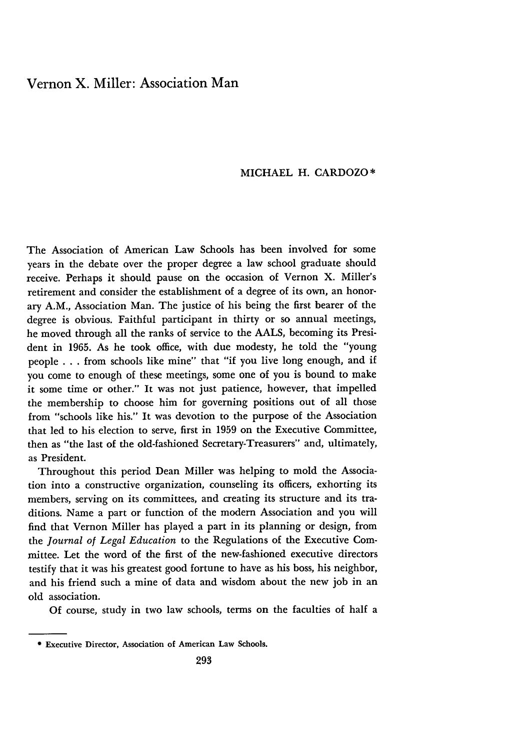# Vernon X. Miller: Association Man

MICHAEL H. CARDOZO *

The Association of American Law Schools has been involved for some years in the debate over the proper degree a law school graduate should receive. Perhaps it should pause on the occasion of Vernon X. Miller's retirement and consider the establishment of a degree of its own, an honorary A.M., Association Man. The justice of his being the first bearer of the degree is obvious. Faithful participant in thirty or so annual meetings, he moved through all the ranks of service to the AALS, becoming its President in 1965. As he took office, with due modesty, he told the "young people . . . from schools like mine" that "if you live long enough, and if you come to enough of these meetings, some one of you is bound to make it some time or other." It was not just patience, however, that impelled the membership to choose him for governing positions out of all those from "schools like his." It was devotion to the purpose of the Association that led to his election to serve, first in 1959 on the Executive Committee, then as "the last of the old-fashioned Secretary-Treasurers" and, ultimately, as President.

Throughout this period Dean Miller was helping to mold the Association into a constructive organization, counseling its officers, exhorting its members, serving on its committees, and creating its structure and its traditions. Name a part or function of the modern Association and you will find that Vernon Miller has played a part in its planning or design, from the *Journal of Legal Education* to the Regulations of the Executive Committee. Let the word of the first of the new-fashioned executive directors testify that it was his greatest good fortune to have as his boss, his neighbor, and his friend such a mine of data and wisdom about the new job in an old association.

Of course, study in two law schools, terms on the faculties of half a

---

* Executive Director, Association of American Law Schools.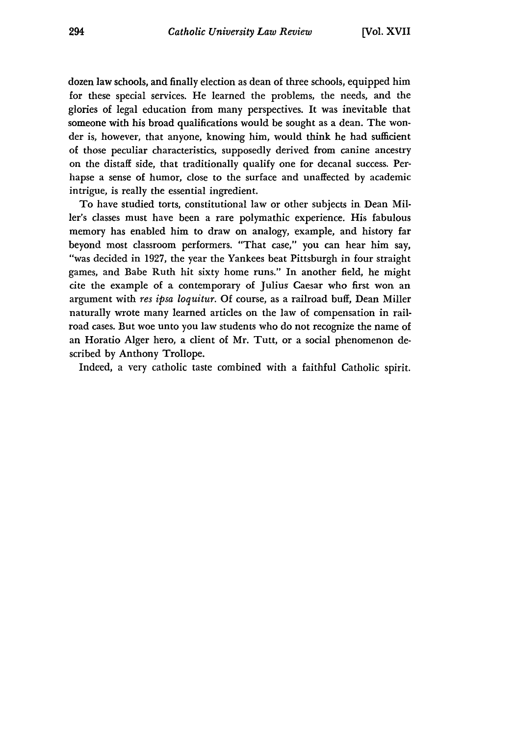dozen law schools, and finally election as dean of three schools, equipped him for these special services. He learned the problems, the needs, and the glories of legal education from many perspectives. It was inevitable that someone with his broad qualifications would be sought as a dean. The wonder is, however, that anyone, knowing him, would think he had sufficient of those peculiar characteristics, supposedly derived from canine ancestry on the distaff side, that traditionally qualify one for decanal success. Perhapse a sense of humor, close to the surface and unaffected by academic intrigue, is really the essential ingredient.

To have studied torts, constitutional law or other subjects in Dean Miller's classes must have been a rare polymathic experience. His fabulous memory has enabled him to draw on analogy, example, and history far beyond most classroom performers. "That case," you can hear him say, "was decided in 1927, the year the Yankees beat Pittsburgh in four straight games, and Babe Ruth hit sixty home runs." In another field, he might cite the example of a contemporary of Julius Caesar who first won an argument with *res ipsa loquitur*. Of course, as a railroad buff, Dean Miller naturally wrote many learned articles on the law of compensation in railroad cases. But woe unto you law students who do not recognize the name of an Horatio Alger hero, a client of Mr. Tutt, or a social phenomenon described by Anthony Trollope.

Indeed, a very catholic taste combined with a faithful Catholic spirit.